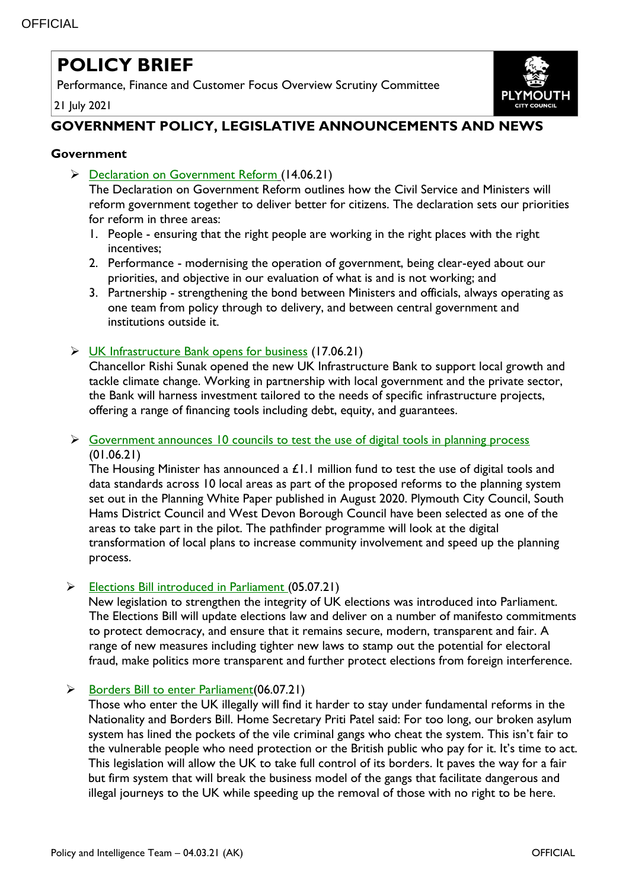# POLICY BRIEF

Performance, Finance and Customer Focus Overview Scrutiny Committee

21 July 2021

## GOVERNMENT POLICY, LEGISLATIVE ANNOUNCEMENTS AND NEWS

### Government

- Declaration on Government Reform (14.06.21)
  The Declaration on Government Reform outlines how the Civil Service and Ministers will reform government together to deliver better for citizens. The declaration sets our priorities for reform in three areas:
  1. People - ensuring that the right people are working in the right places with the right incentives;
  2. Performance - modernising the operation of government, being clear-eyed about our priorities, and objective in our evaluation of what is and is not working; and
  3. Partnership - strengthening the bond between Ministers and officials, always operating as one team from policy through to delivery, and between central government and institutions outside it.

- UK Infrastructure Bank opens for business (17.06.21)
  Chancellor Rishi Sunak opened the new UK Infrastructure Bank to support local growth and tackle climate change. Working in partnership with local government and the private sector, the Bank will harness investment tailored to the needs of specific infrastructure projects, offering a range of financing tools including debt, equity, and guarantees.

- Government announces 10 councils to test the use of digital tools in planning process (01.06.21)
  The Housing Minister has announced a £1.1 million fund to test the use of digital tools and data standards across 10 local areas as part of the proposed reforms to the planning system set out in the Planning White Paper published in August 2020. Plymouth City Council, South Hams District Council and West Devon Borough Council have been selected as one of the areas to take part in the pilot. The pathfinder programme will look at the digital transformation of local plans to increase community involvement and speed up the planning process.

- Elections Bill introduced in Parliament (05.07.21)
  New legislation to strengthen the integrity of UK elections was introduced into Parliament. The Elections Bill will update elections law and deliver on a number of manifesto commitments to protect democracy, and ensure that it remains secure, modern, transparent and fair. A range of new measures including tighter new laws to stamp out the potential for electoral fraud, make politics more transparent and further protect elections from foreign interference.

- Borders Bill to enter Parliament(06.07.21)
  Those who enter the UK illegally will find it harder to stay under fundamental reforms in the Nationality and Borders Bill. Home Secretary Priti Patel said: For too long, our broken asylum system has lined the pockets of the vile criminal gangs who cheat the system. This isn't fair to the vulnerable people who need protection or the British public who pay for it. It's time to act. This legislation will allow the UK to take full control of its borders. It paves the way for a fair but firm system that will break the business model of the gangs that facilitate dangerous and illegal journeys to the UK while speeding up the removal of those with no right to be here.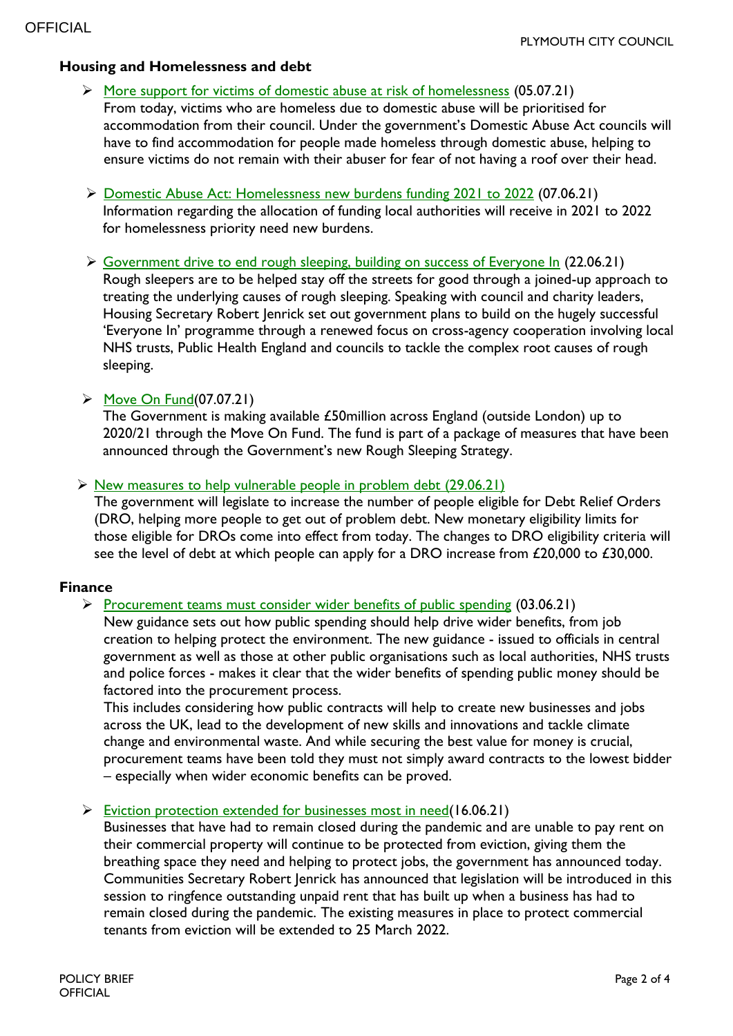## Housing and Homelessness and debt

- More support for victims of domestic abuse at risk of homelessness (05.07.21)
  From today, victims who are homeless due to domestic abuse will be prioritised for accommodation from their council. Under the government's Domestic Abuse Act councils will have to find accommodation for people made homeless through domestic abuse, helping to ensure victims do not remain with their abuser for fear of not having a roof over their head.

- Domestic Abuse Act: Homelessness new burdens funding 2021 to 2022 (07.06.21)
  Information regarding the allocation of funding local authorities will receive in 2021 to 2022 for homelessness priority need new burdens.

- Government drive to end rough sleeping, building on success of Everyone In (22.06.21)
  Rough sleepers are to be helped stay off the streets for good through a joined-up approach to treating the underlying causes of rough sleeping. Speaking with council and charity leaders, Housing Secretary Robert Jenrick set out government plans to build on the hugely successful 'Everyone In' programme through a renewed focus on cross-agency cooperation involving local NHS trusts, Public Health England and councils to tackle the complex root causes of rough sleeping.

- Move On Fund(07.07.21)
  The Government is making available £50million across England (outside London) up to 2020/21 through the Move On Fund. The fund is part of a package of measures that have been announced through the Government's new Rough Sleeping Strategy.

- New measures to help vulnerable people in problem debt (29.06.21)
  The government will legislate to increase the number of people eligible for Debt Relief Orders (DRO, helping more people to get out of problem debt. New monetary eligibility limits for those eligible for DROs come into effect from today. The changes to DRO eligibility criteria will see the level of debt at which people can apply for a DRO increase from £20,000 to £30,000.

## Finance

- Procurement teams must consider wider benefits of public spending (03.06.21)
  New guidance sets out how public spending should help drive wider benefits, from job creation to helping protect the environment. The new guidance - issued to officials in central government as well as those at other public organisations such as local authorities, NHS trusts and police forces - makes it clear that the wider benefits of spending public money should be factored into the procurement process.
  This includes considering how public contracts will help to create new businesses and jobs across the UK, lead to the development of new skills and innovations and tackle climate change and environmental waste. And while securing the best value for money is crucial, procurement teams have been told they must not simply award contracts to the lowest bidder – especially when wider economic benefits can be proved.

- Eviction protection extended for businesses most in need(16.06.21)
  Businesses that have had to remain closed during the pandemic and are unable to pay rent on their commercial property will continue to be protected from eviction, giving them the breathing space they need and helping to protect jobs, the government has announced today. Communities Secretary Robert Jenrick has announced that legislation will be introduced in this session to ringfence outstanding unpaid rent that has built up when a business has had to remain closed during the pandemic. The existing measures in place to protect commercial tenants from eviction will be extended to 25 March 2022.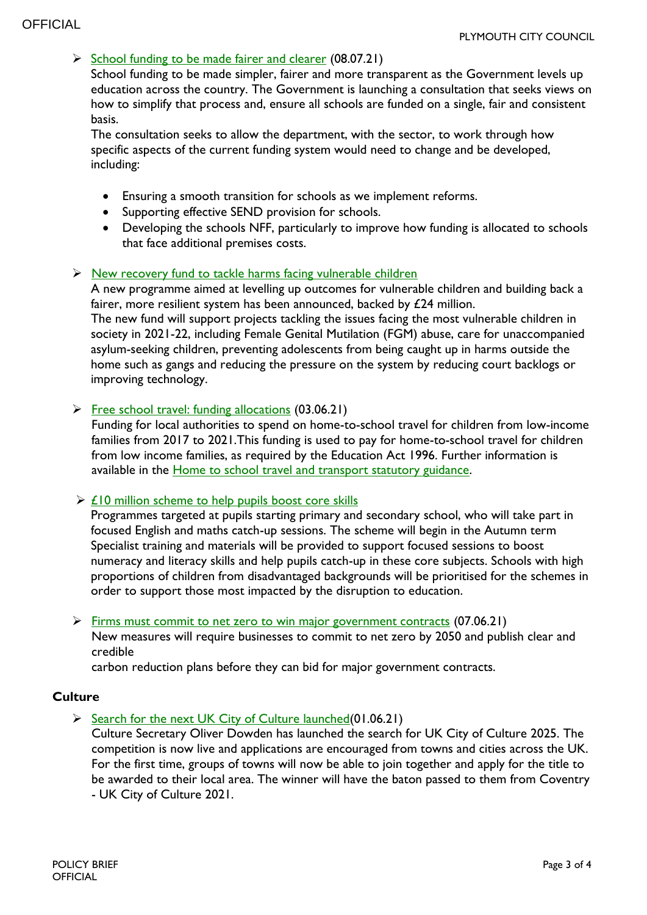- School funding to be made fairer and clearer (08.07.21)

  School funding to be made simpler, fairer and more transparent as the Government levels up education across the country. The Government is launching a consultation that seeks views on how to simplify that process and, ensure all schools are funded on a single, fair and consistent basis.

  The consultation seeks to allow the department, with the sector, to work through how specific aspects of the current funding system would need to change and be developed, including:

  - Ensuring a smooth transition for schools as we implement reforms.
  - Supporting effective SEND provision for schools.
  - Developing the schools NFF, particularly to improve how funding is allocated to schools that face additional premises costs.

- New recovery fund to tackle harms facing vulnerable children

  A new programme aimed at levelling up outcomes for vulnerable children and building back a fairer, more resilient system has been announced, backed by £24 million.

  The new fund will support projects tackling the issues facing the most vulnerable children in society in 2021-22, including Female Genital Mutilation (FGM) abuse, care for unaccompanied asylum-seeking children, preventing adolescents from being caught up in harms outside the home such as gangs and reducing the pressure on the system by reducing court backlogs or improving technology.

- Free school travel: funding allocations (03.06.21)

  Funding for local authorities to spend on home-to-school travel for children from low-income families from 2017 to 2021.This funding is used to pay for home-to-school travel for children from low income families, as required by the Education Act 1996. Further information is available in the Home to school travel and transport statutory guidance.

- £10 million scheme to help pupils boost core skills

  Programmes targeted at pupils starting primary and secondary school, who will take part in focused English and maths catch-up sessions. The scheme will begin in the Autumn term Specialist training and materials will be provided to support focused sessions to boost numeracy and literacy skills and help pupils catch-up in these core subjects. Schools with high proportions of children from disadvantaged backgrounds will be prioritised for the schemes in order to support those most impacted by the disruption to education.

- Firms must commit to net zero to win major government contracts (07.06.21)

  New measures will require businesses to commit to net zero by 2050 and publish clear and credible

  carbon reduction plans before they can bid for major government contracts.

### Culture

- Search for the next UK City of Culture launched(01.06.21)

  Culture Secretary Oliver Dowden has launched the search for UK City of Culture 2025. The competition is now live and applications are encouraged from towns and cities across the UK. For the first time, groups of towns will now be able to join together and apply for the title to be awarded to their local area. The winner will have the baton passed to them from Coventry - UK City of Culture 2021.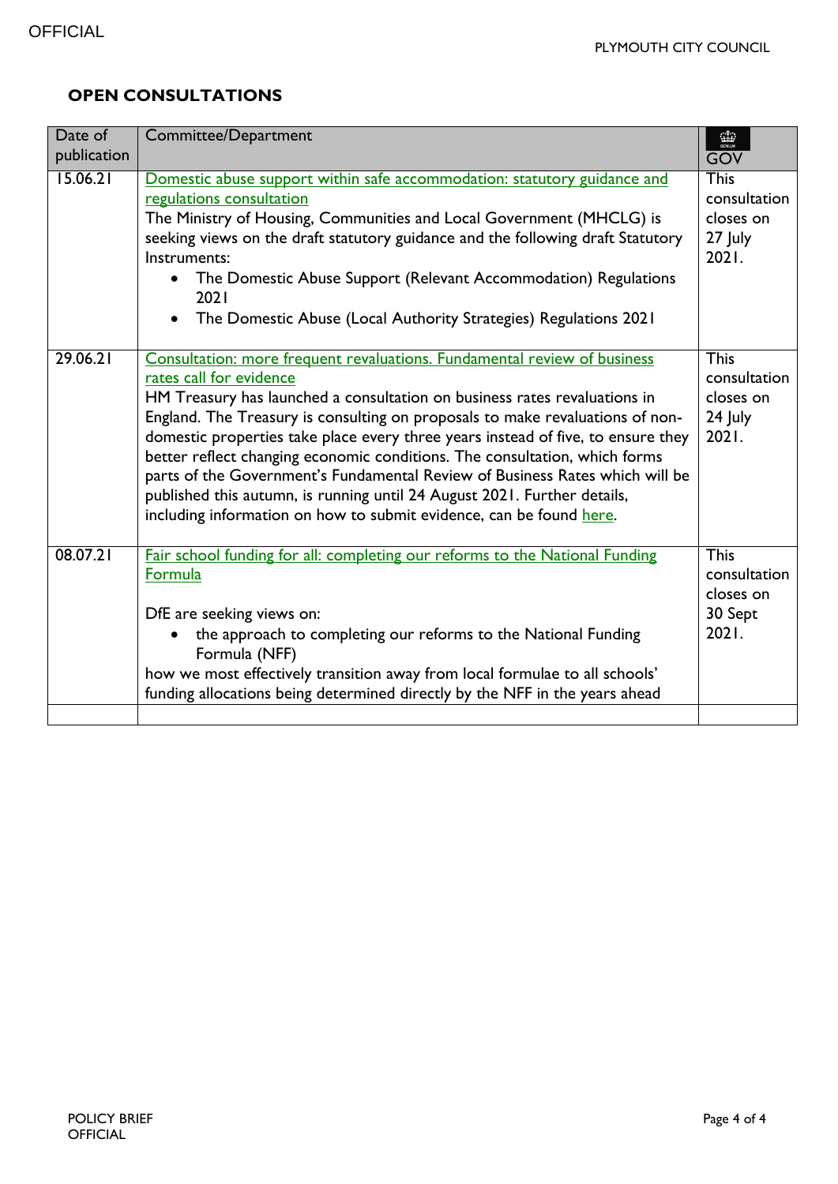## OPEN CONSULTATIONS

| Date of publication | Committee/Department | GOV |
|---|---|---|
| 15.06.21 | Domestic abuse support within safe accommodation: statutory guidance and regulations consultation<br>The Ministry of Housing, Communities and Local Government (MHCLG) is seeking views on the draft statutory guidance and the following draft Statutory Instruments:<br>• The Domestic Abuse Support (Relevant Accommodation) Regulations 2021<br>• The Domestic Abuse (Local Authority Strategies) Regulations 2021 | This consultation closes on 27 July 2021. |
| 29.06.21 | Consultation: more frequent revaluations. Fundamental review of business rates call for evidence<br>HM Treasury has launched a consultation on business rates revaluations in England. The Treasury is consulting on proposals to make revaluations of non-domestic properties take place every three years instead of five, to ensure they better reflect changing economic conditions. The consultation, which forms parts of the Government's Fundamental Review of Business Rates which will be published this autumn, is running until 24 August 2021. Further details, including information on how to submit evidence, can be found here. | This consultation closes on 24 July 2021. |
| 08.07.21 | Fair school funding for all: completing our reforms to the National Funding Formula<br><br>DfE are seeking views on:<br>• the approach to completing our reforms to the National Funding Formula (NFF)<br>how we most effectively transition away from local formulae to all schools' funding allocations being determined directly by the NFF in the years ahead | This consultation closes on 30 Sept 2021. |
| | | |